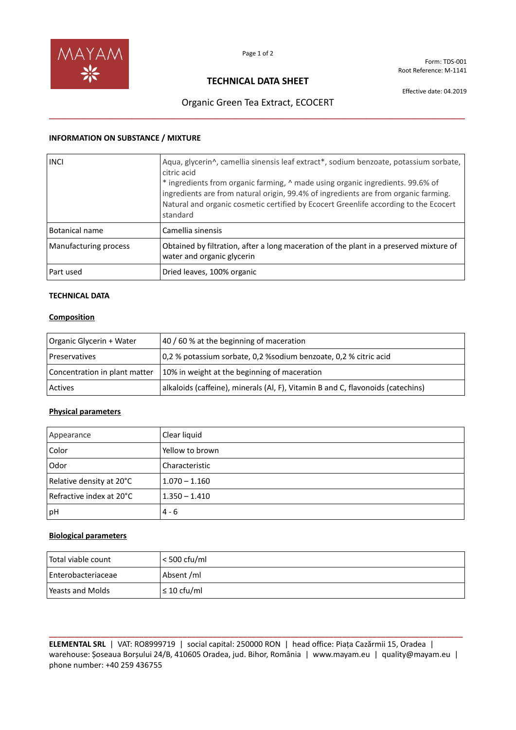MAYAM

Form: TDS-001
Root Reference: M-1141

# TECHNICAL DATA SHEET

Effective date: 04.2019

## Organic Green Tea Extract, ECOCERT

### INFORMATION ON SUBSTANCE / MIXTURE

| INCI | Aqua, glycerin^, camellia sinensis leaf extract*, sodium benzoate, potassium sorbate, citric acid<br>* ingredients from organic farming, ^ made using organic ingredients. 99.6% of ingredients are from natural origin, 99.4% of ingredients are from organic farming. Natural and organic cosmetic certified by Ecocert Greenlife according to the Ecocert standard |
|---|---|
| Botanical name | Camellia sinensis |
| Manufacturing process | Obtained by filtration, after a long maceration of the plant in a preserved mixture of water and organic glycerin |
| Part used | Dried leaves, 100% organic |

### TECHNICAL DATA

**Composition**

| Organic Glycerin + Water | 40 / 60 % at the beginning of maceration |
|---|---|
| Preservatives | 0,2 % potassium sorbate, 0,2 %sodium benzoate, 0,2 % citric acid |
| Concentration in plant matter | 10% in weight at the beginning of maceration |
| Actives | alkaloids (caffeine), minerals (Al, F), Vitamin B and C, flavonoids (catechins) |

**Physical parameters**

| Appearance | Clear liquid |
|---|---|
| Color | Yellow to brown |
| Odor | Characteristic |
| Relative density at 20°C | 1.070 – 1.160 |
| Refractive index at 20°C | 1.350 – 1.410 |
| pH | 4 - 6 |

**Biological parameters**

| Total viable count | < 500 cfu/ml |
|---|---|
| Enterobacteriaceae | Absent /ml |
| Yeasts and Molds | ≤ 10 cfu/ml |

**ELEMENTAL SRL** | VAT: RO8999719 | social capital: 250000 RON | head office: Piața Cazărmii 15, Oradea | warehouse: Șoseaua Borșului 24/B, 410605 Oradea, jud. Bihor, România | www.mayam.eu | quality@mayam.eu | phone number: +40 259 436755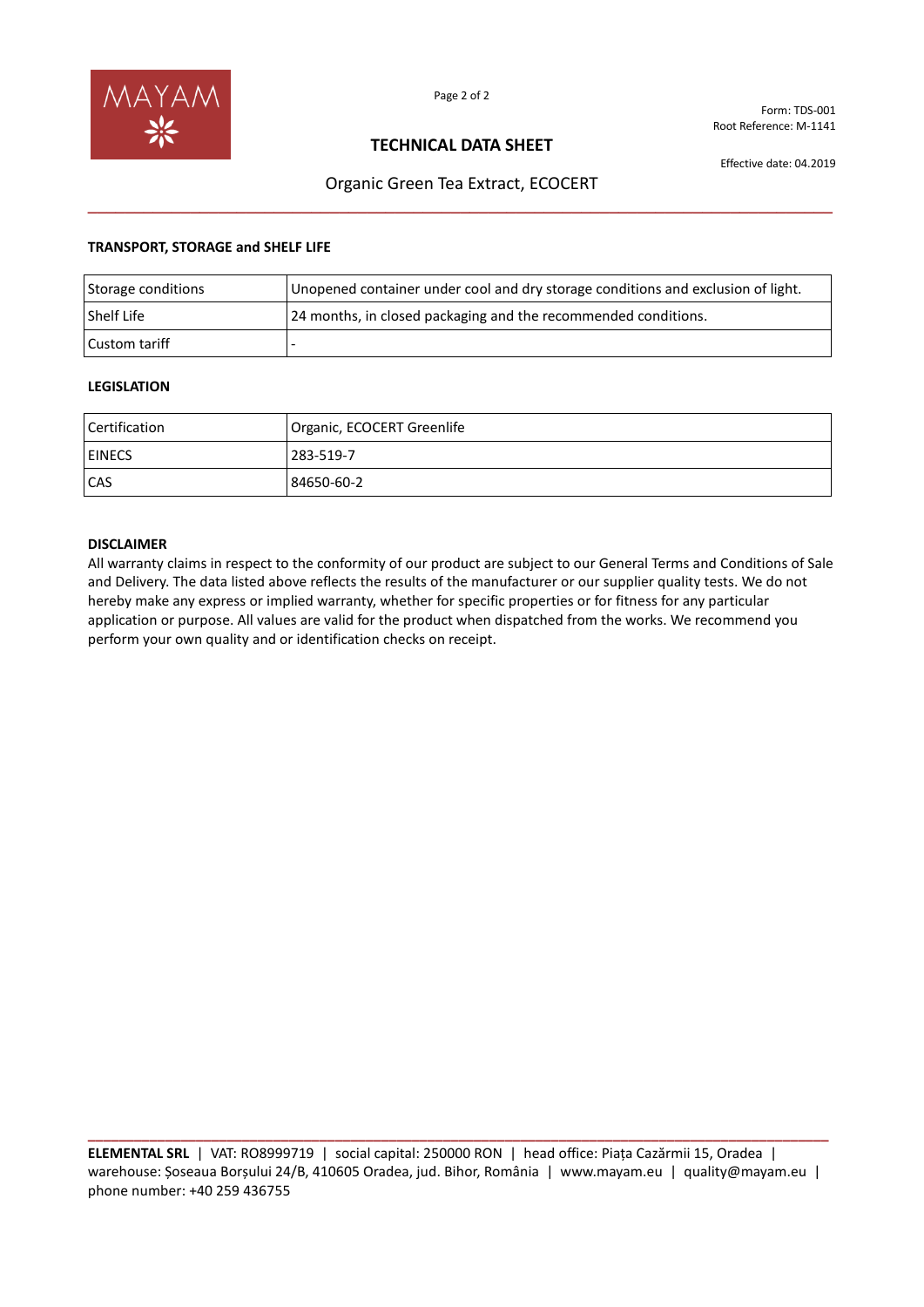## TRANSPORT, STORAGE and SHELF LIFE

| | |
|---|---|
| Storage conditions | Unopened container under cool and dry storage conditions and exclusion of light. |
| Shelf Life | 24 months, in closed packaging and the recommended conditions. |
| Custom tariff | - |

## LEGISLATION

| | |
|---|---|
| Certification | Organic, ECOCERT Greenlife |
| EINECS | 283-519-7 |
| CAS | 84650-60-2 |

## DISCLAIMER

All warranty claims in respect to the conformity of our product are subject to our General Terms and Conditions of Sale and Delivery. The data listed above reflects the results of the manufacturer or our supplier quality tests. We do not hereby make any express or implied warranty, whether for specific properties or for fitness for any particular application or purpose. All values are valid for the product when dispatched from the works. We recommend you perform your own quality and or identification checks on receipt.